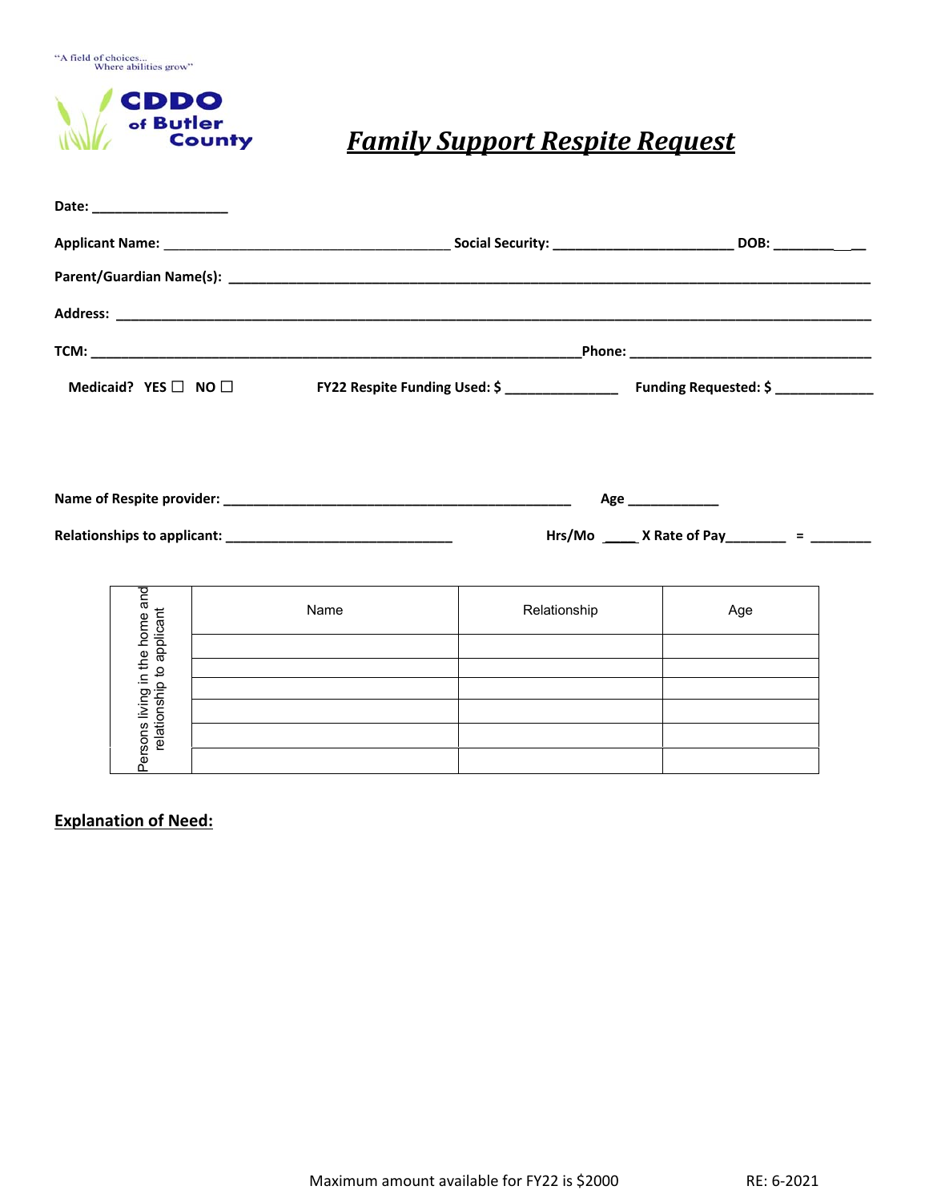"A field of choices...
Where abilities grow"

**CDDO of Butler County**

# *Family Support Respite Request*

**Date:** ___________________

**Applicant Name:** _______________________________________ **Social Security:** _________________________ **DOB:** ____________

**Parent/Guardian Name(s):** ______________________________________________________________________________________________

**Address:** ______________________________________________________________________________________________________

**TCM:** ____________________________________________________________________**Phone:** _________________________________

**Medicaid? YES ☐ NO ☐** **FY22 Respite Funding Used: $** _______________ **Funding Requested: $** _____________

**Name of Respite provider:** _________________________________________________ **Age** ____________

**Relationships to applicant:** ________________________________ **Hrs/Mo** _____ **X Rate of Pay**________ **=** ________

| Persons living in the home and relationship to applicant | Name | Relationship | Age |
|---|---|---|---|
| | | | |
| | | | |
| | | | |
| | | | |
| | | | |
| | | | |

**Explanation of Need:**

Maximum amount available for FY22 is $2000

RE: 6-2021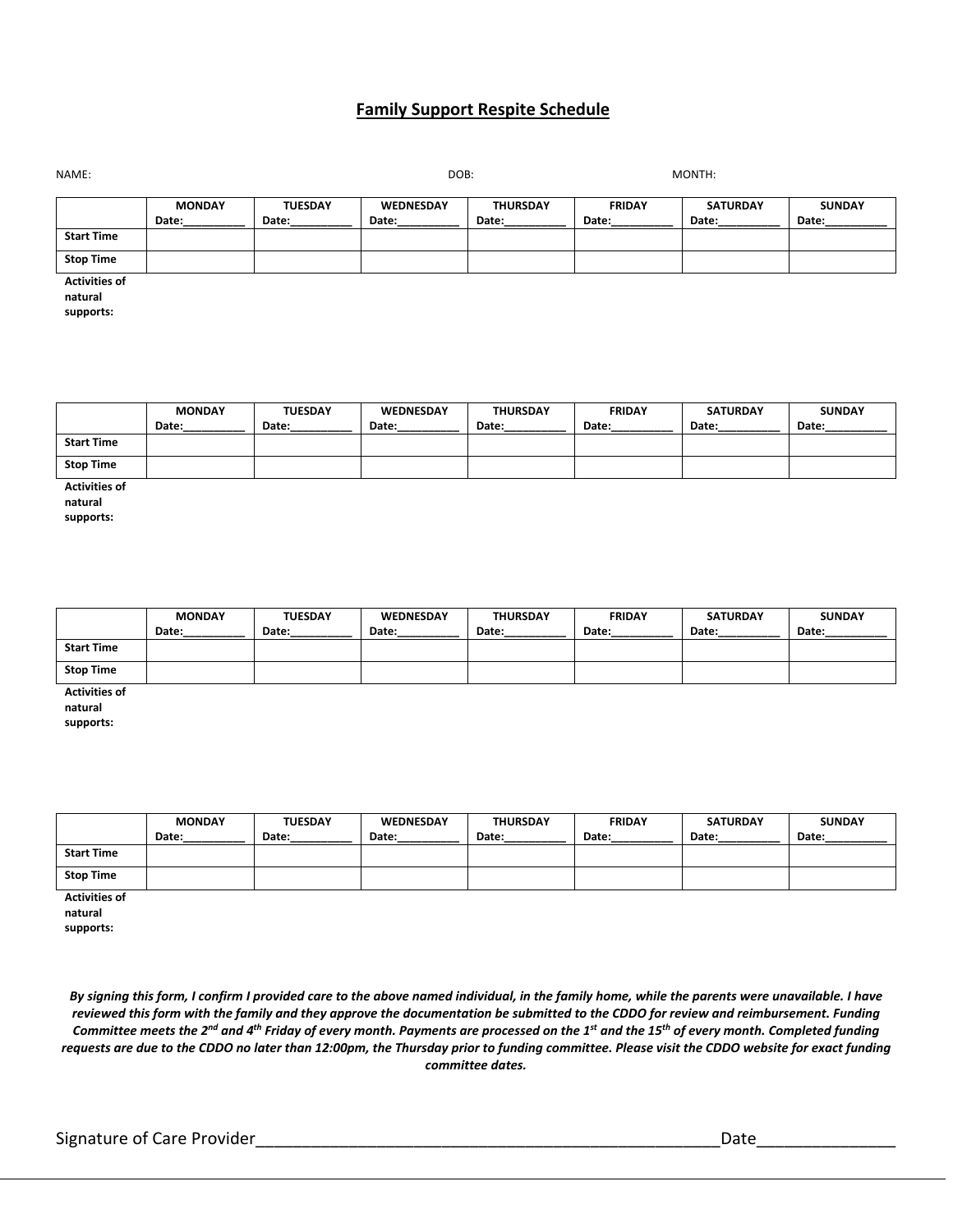## Family Support Respite Schedule

NAME: DOB: MONTH:

| | MONDAY<br>Date:__________ | TUESDAY<br>Date:__________ | WEDNESDAY<br>Date:__________ | THURSDAY<br>Date:__________ | FRIDAY<br>Date:__________ | SATURDAY<br>Date:__________ | SUNDAY<br>Date:__________ |
|---|---|---|---|---|---|---|---|
| **Start Time** | | | | | | | |
| **Stop Time** | | | | | | | |

**Activities of natural supports:**

| | MONDAY<br>Date:__________ | TUESDAY<br>Date:__________ | WEDNESDAY<br>Date:__________ | THURSDAY<br>Date:__________ | FRIDAY<br>Date:__________ | SATURDAY<br>Date:__________ | SUNDAY<br>Date:__________ |
|---|---|---|---|---|---|---|---|
| **Start Time** | | | | | | | |
| **Stop Time** | | | | | | | |

**Activities of natural supports:**

| | MONDAY<br>Date:__________ | TUESDAY<br>Date:__________ | WEDNESDAY<br>Date:__________ | THURSDAY<br>Date:__________ | FRIDAY<br>Date:__________ | SATURDAY<br>Date:__________ | SUNDAY<br>Date:__________ |
|---|---|---|---|---|---|---|---|
| **Start Time** | | | | | | | |
| **Stop Time** | | | | | | | |

**Activities of natural supports:**

| | MONDAY<br>Date:__________ | TUESDAY<br>Date:__________ | WEDNESDAY<br>Date:__________ | THURSDAY<br>Date:__________ | FRIDAY<br>Date:__________ | SATURDAY<br>Date:__________ | SUNDAY<br>Date:__________ |
|---|---|---|---|---|---|---|---|
| **Start Time** | | | | | | | |
| **Stop Time** | | | | | | | |

**Activities of natural supports:**

***By signing this form, I confirm I provided care to the above named individual, in the family home, while the parents were unavailable. I have reviewed this form with the family and they approve the documentation be submitted to the CDDO for review and reimbursement. Funding Committee meets the 2nd and 4th Friday of every month. Payments are processed on the 1st and the 15th of every month. Completed funding requests are due to the CDDO no later than 12:00pm, the Thursday prior to funding committee. Please visit the CDDO website for exact funding committee dates.***

Signature of Care Provider____________________________________________________Date_______________